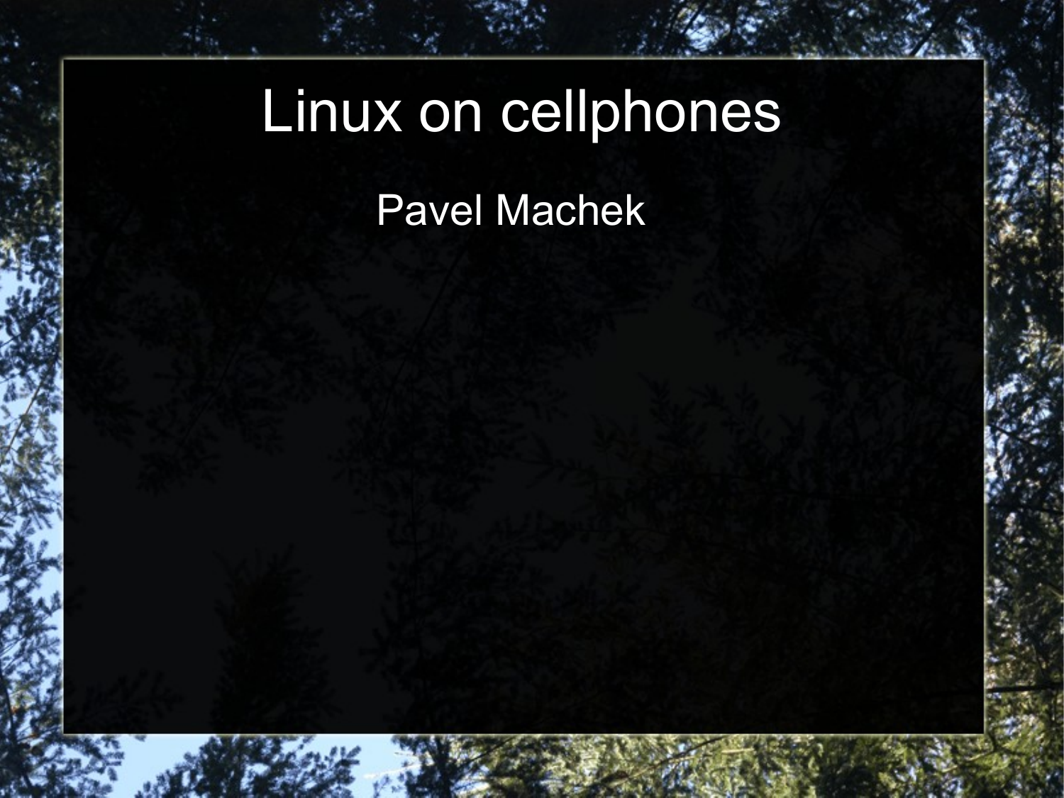# Linux on cellphones

Pavel Machek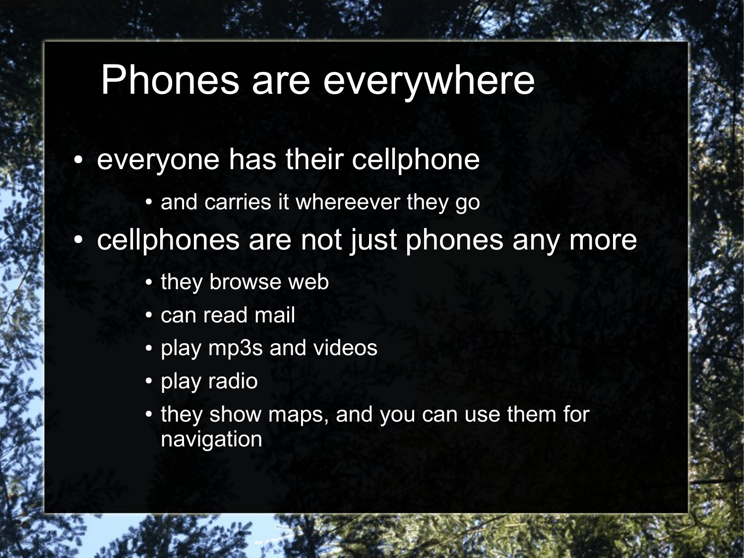# Phones are everywhere

- everyone has their cellphone
  - and carries it whereever they go
- cellphones are not just phones any more
  - they browse web
  - can read mail
  - play mp3s and videos
  - play radio
  - they show maps, and you can use them for navigation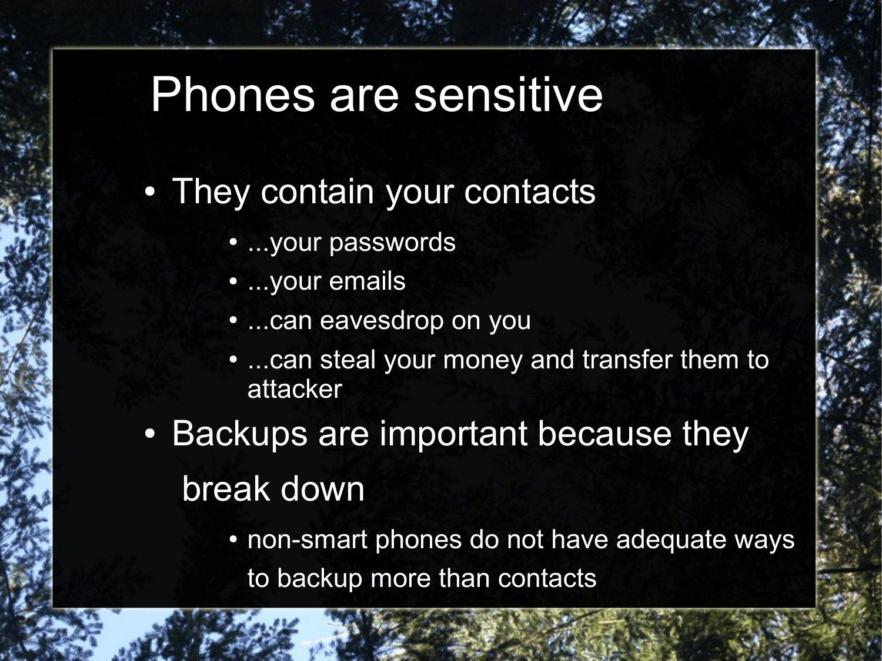# Phones are sensitive

- They contain your contacts
    - ...your passwords
    - ...your emails
    - ...can eavesdrop on you
    - ...can steal your money and transfer them to attacker
- Backups are important because they break down
    - non-smart phones do not have adequate ways to backup more than contacts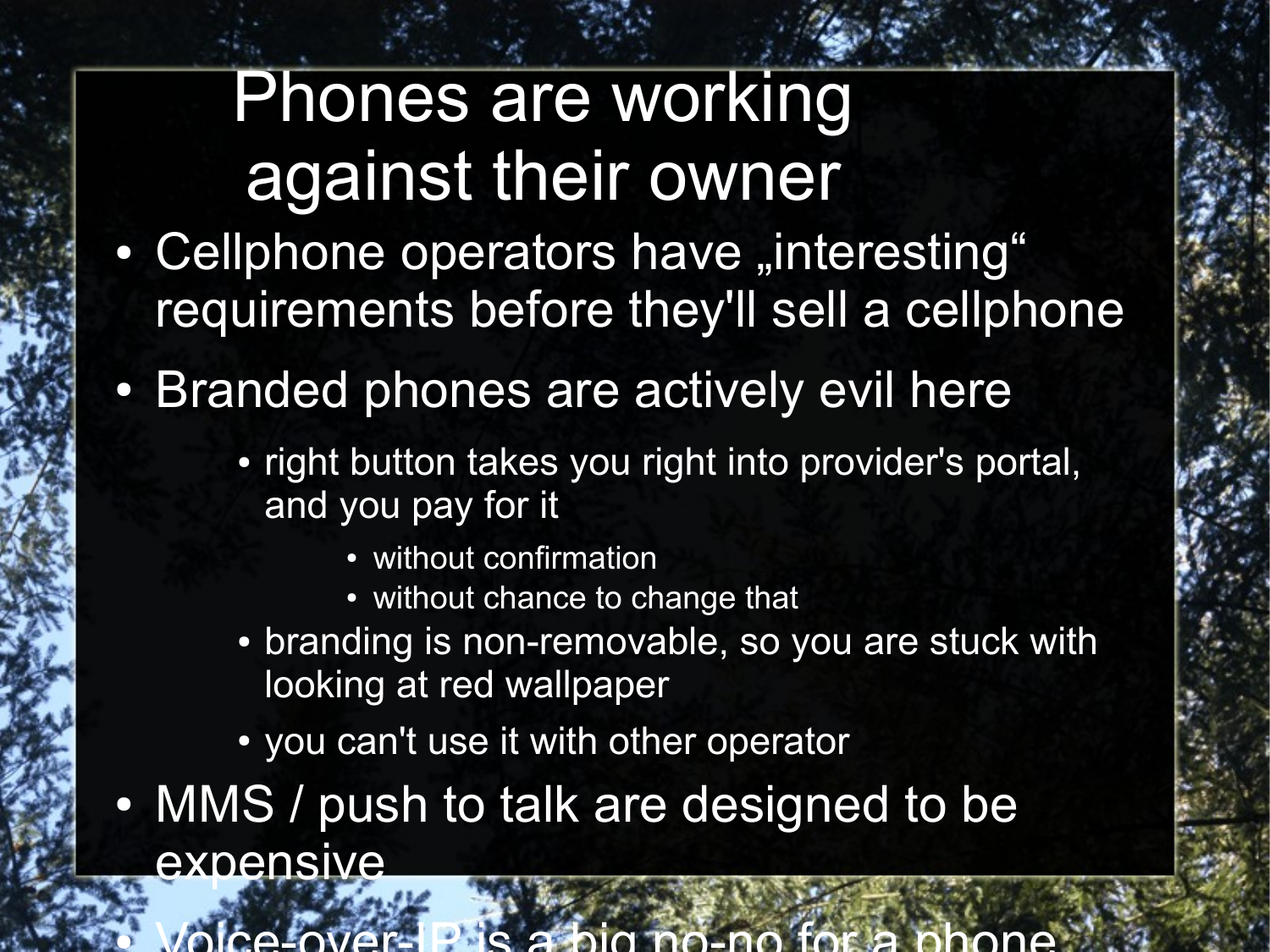# Phones are working against their owner

- Cellphone operators have „interesting“ requirements before they'll sell a cellphone
- Branded phones are actively evil here
  - right button takes you right into provider's portal, and you pay for it
    - without confirmation
    - without chance to change that
  - branding is non-removable, so you are stuck with looking at red wallpaper
  - you can't use it with other operator
- MMS / push to talk are designed to be expensive
- Voice-over-IP is a big no-no for a phone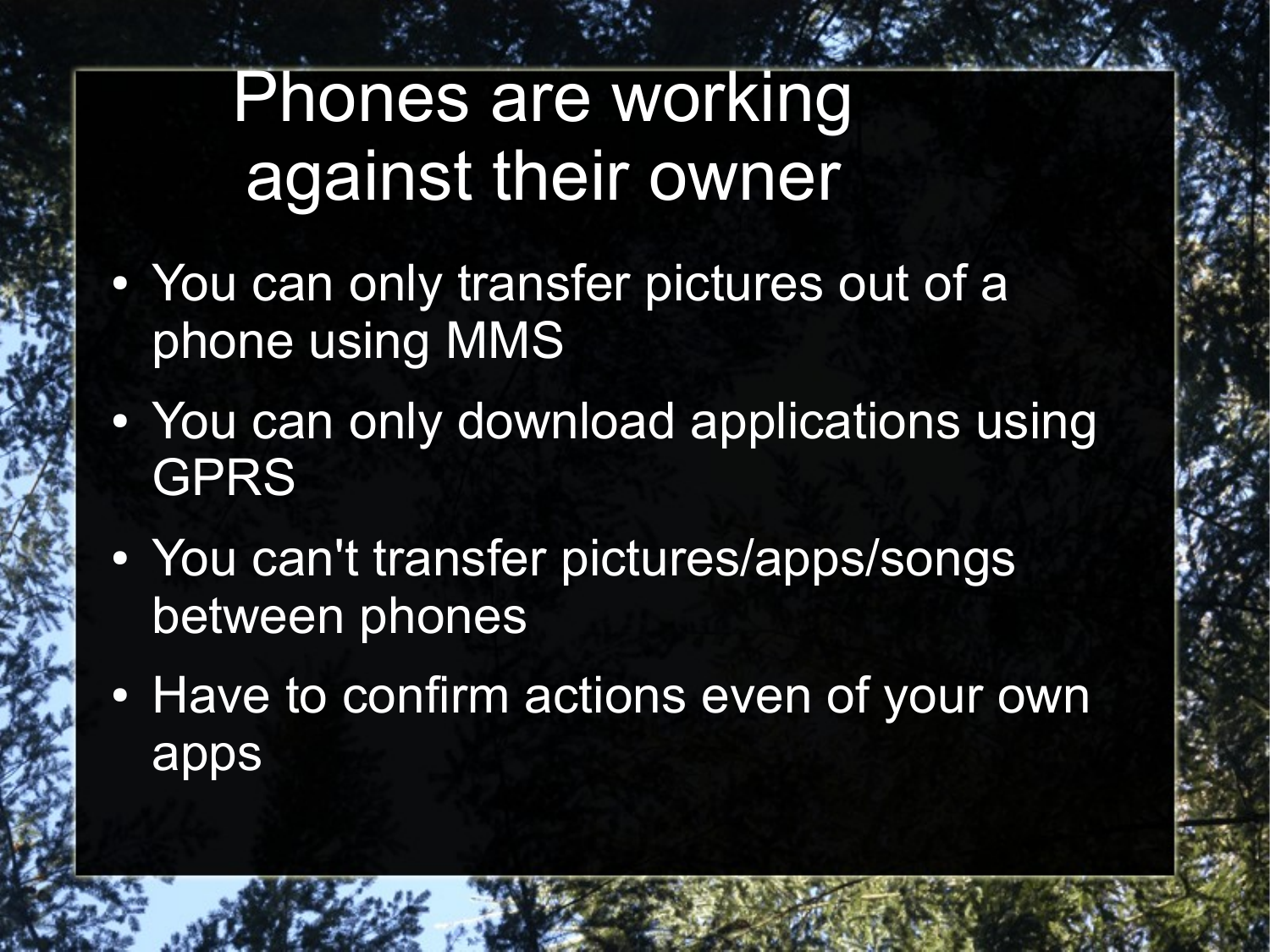# Phones are working against their owner

- You can only transfer pictures out of a phone using MMS
- You can only download applications using GPRS
- You can't transfer pictures/apps/songs between phones
- Have to confirm actions even of your own apps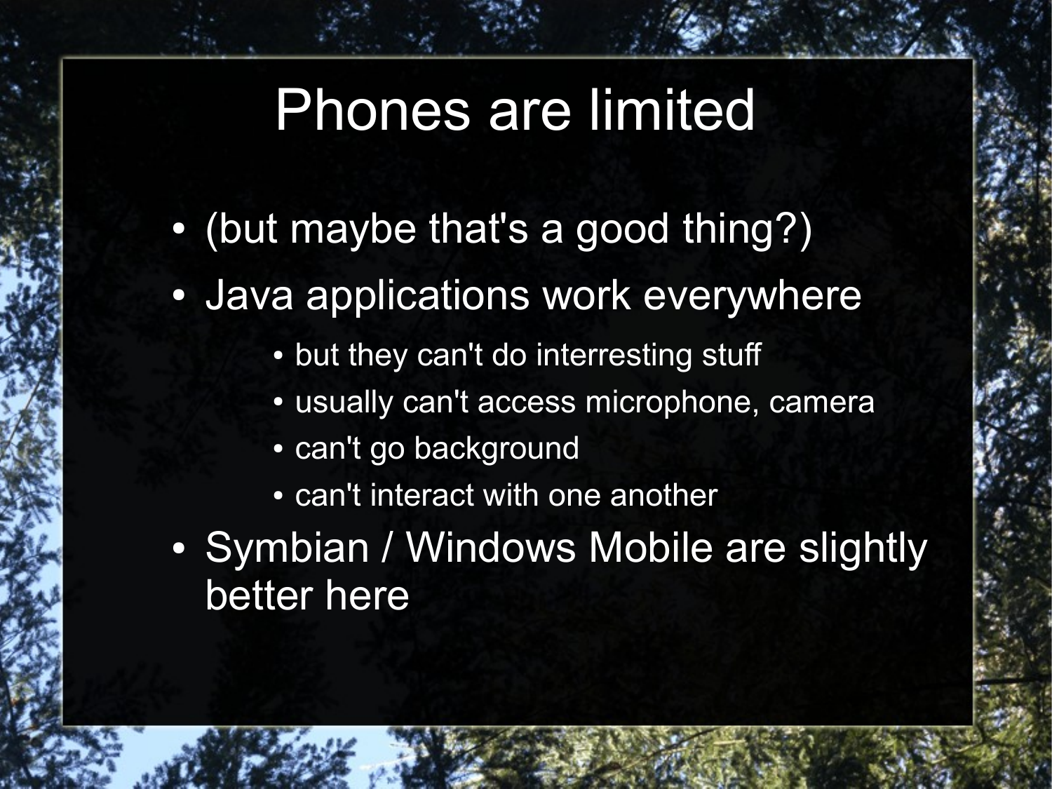# Phones are limited

- (but maybe that's a good thing?)
- Java applications work everywhere
  - but they can't do interresting stuff
  - usually can't access microphone, camera
  - can't go background
  - can't interact with one another
- Symbian / Windows Mobile are slightly better here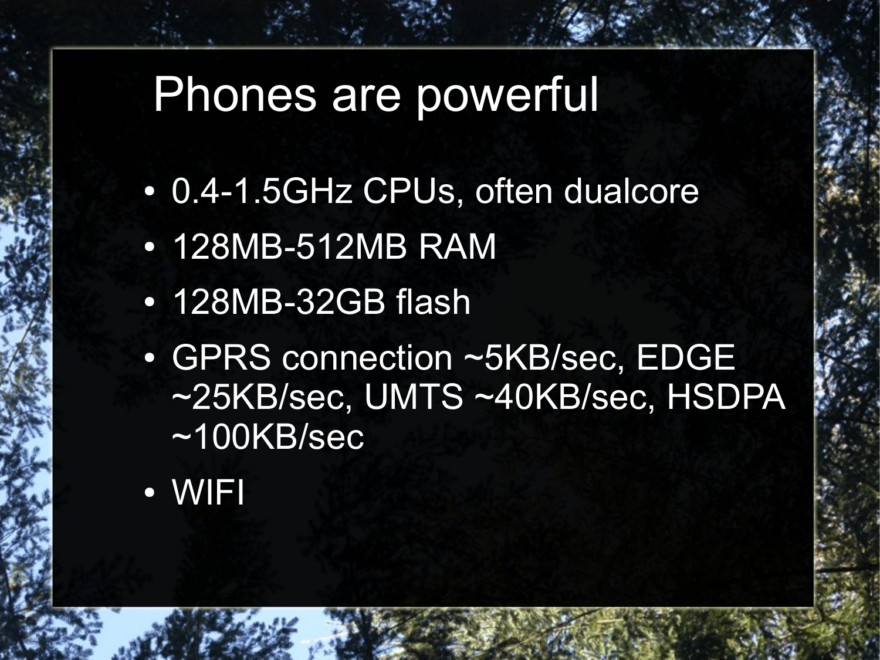# Phones are powerful

- 0.4-1.5GHz CPUs, often dualcore
- 128MB-512MB RAM
- 128MB-32GB flash
- GPRS connection ~5KB/sec, EDGE ~25KB/sec, UMTS ~40KB/sec, HSDPA ~100KB/sec
- WIFI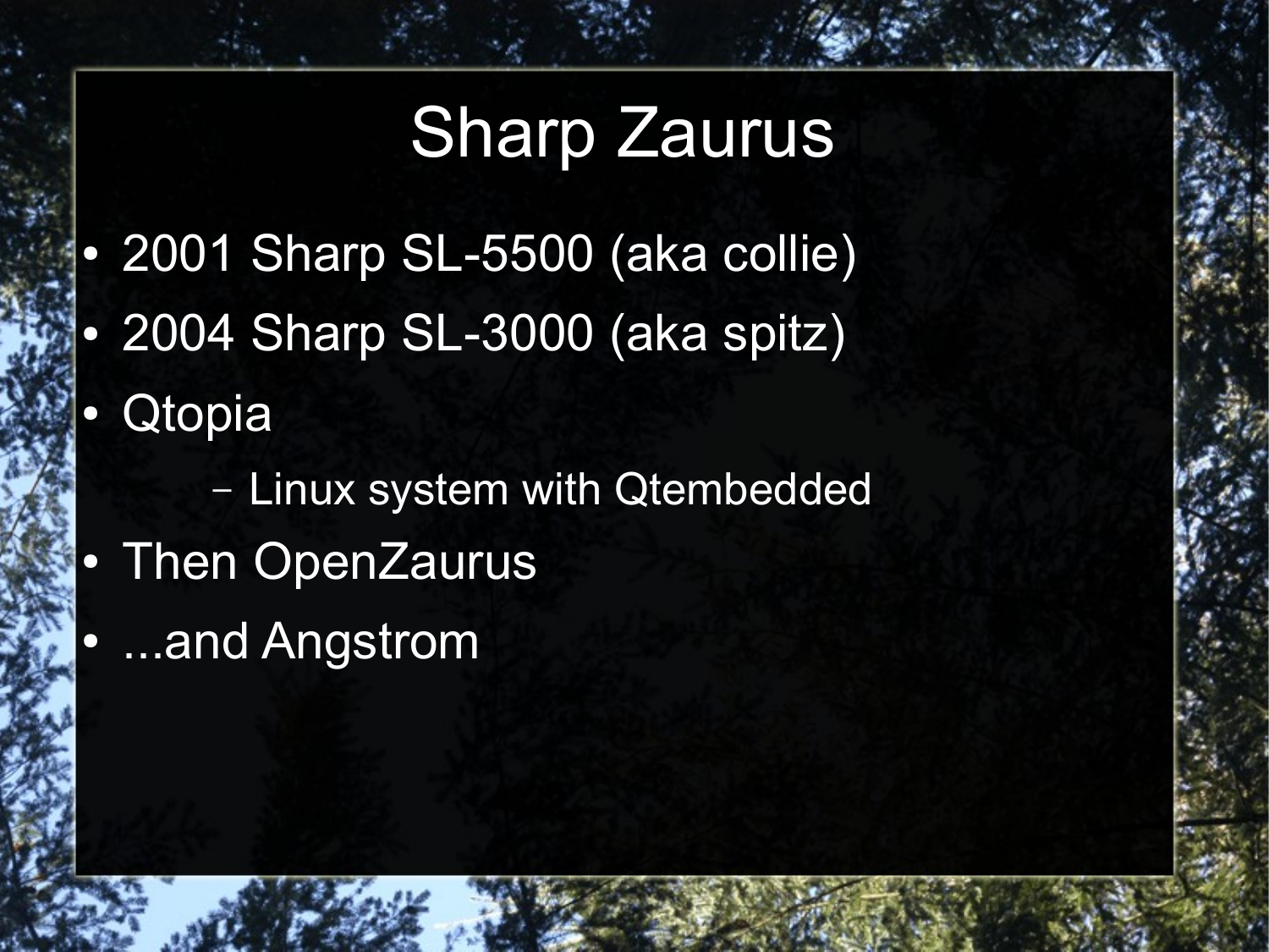# Sharp Zaurus

- 2001 Sharp SL-5500 (aka collie)
- 2004 Sharp SL-3000 (aka spitz)
- Qtopia
  - Linux system with Qtembedded
- Then OpenZaurus
- ...and Angstrom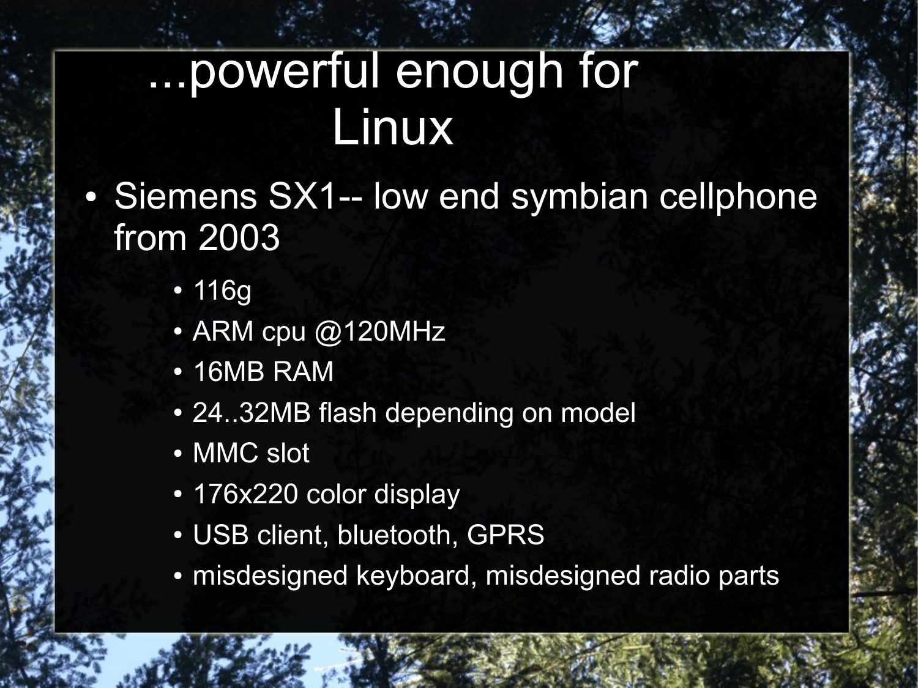# ...powerful enough for Linux

- Siemens SX1-- low end symbian cellphone from 2003
  - 116g
  - ARM cpu @120MHz
  - 16MB RAM
  - 24..32MB flash depending on model
  - MMC slot
  - 176x220 color display
  - USB client, bluetooth, GPRS
  - misdesigned keyboard, misdesigned radio parts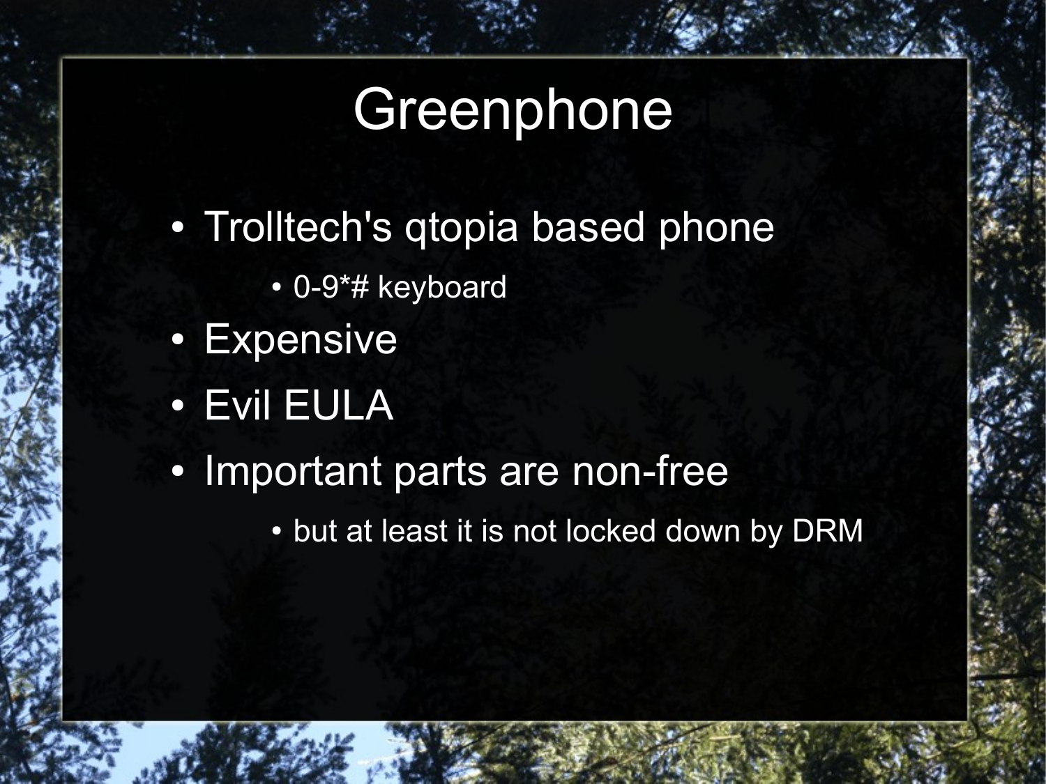# Greenphone

- Trolltech's qtopia based phone
  - 0-9*# keyboard
- Expensive
- Evil EULA
- Important parts are non-free
  - but at least it is not locked down by DRM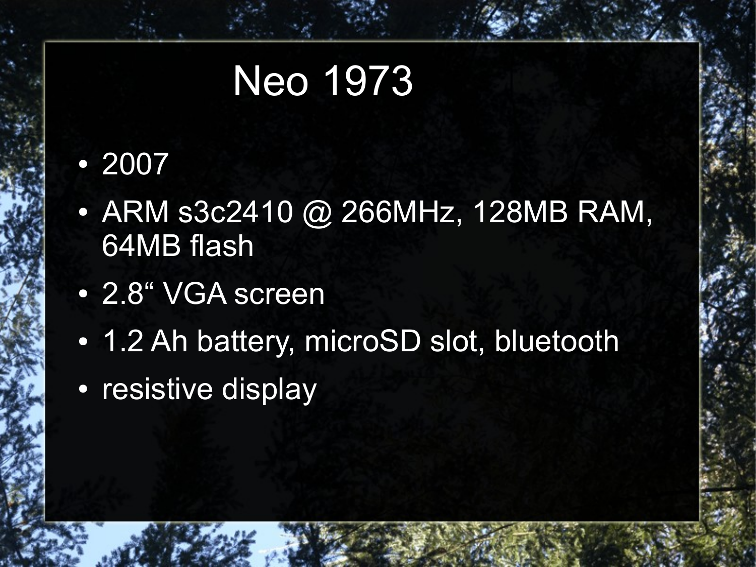# Neo 1973

- 2007
- ARM s3c2410 @ 266MHz, 128MB RAM, 64MB flash
- 2.8“ VGA screen
- 1.2 Ah battery, microSD slot, bluetooth
- resistive display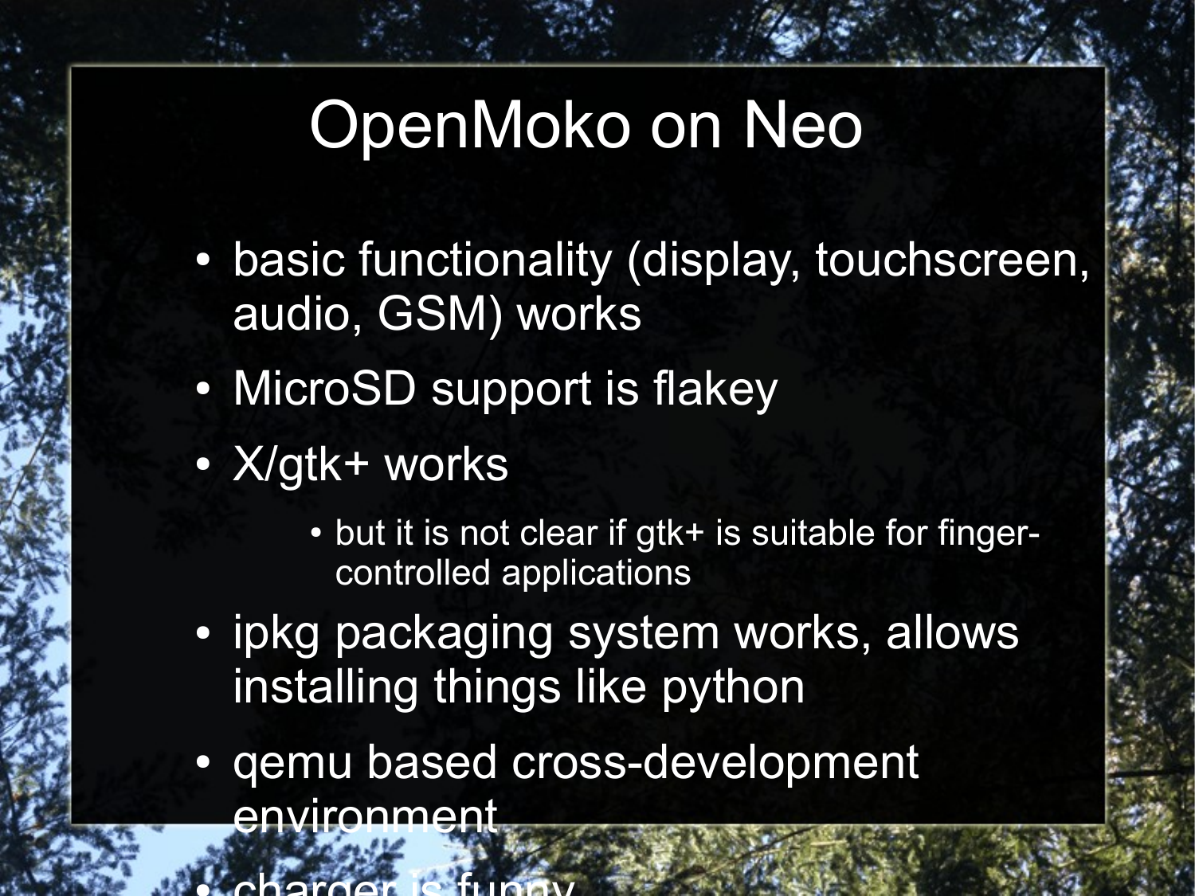# OpenMoko on Neo

- basic functionality (display, touchscreen, audio, GSM) works
- MicroSD support is flakey
- X/gtk+ works
  - but it is not clear if gtk+ is suitable for finger-controlled applications
- ipkg packaging system works, allows installing things like python
- qemu based cross-development environment
- charger is funny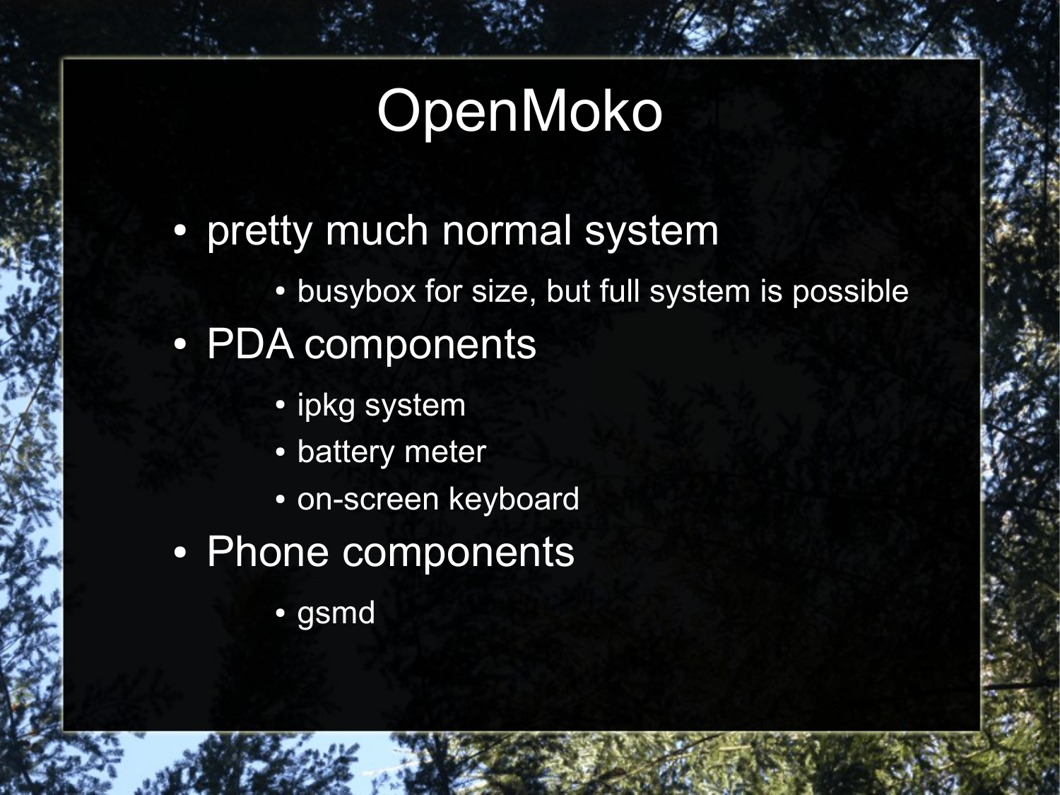# OpenMoko

- pretty much normal system
  - busybox for size, but full system is possible
- PDA components
  - ipkg system
  - battery meter
  - on-screen keyboard
- Phone components
  - gsmd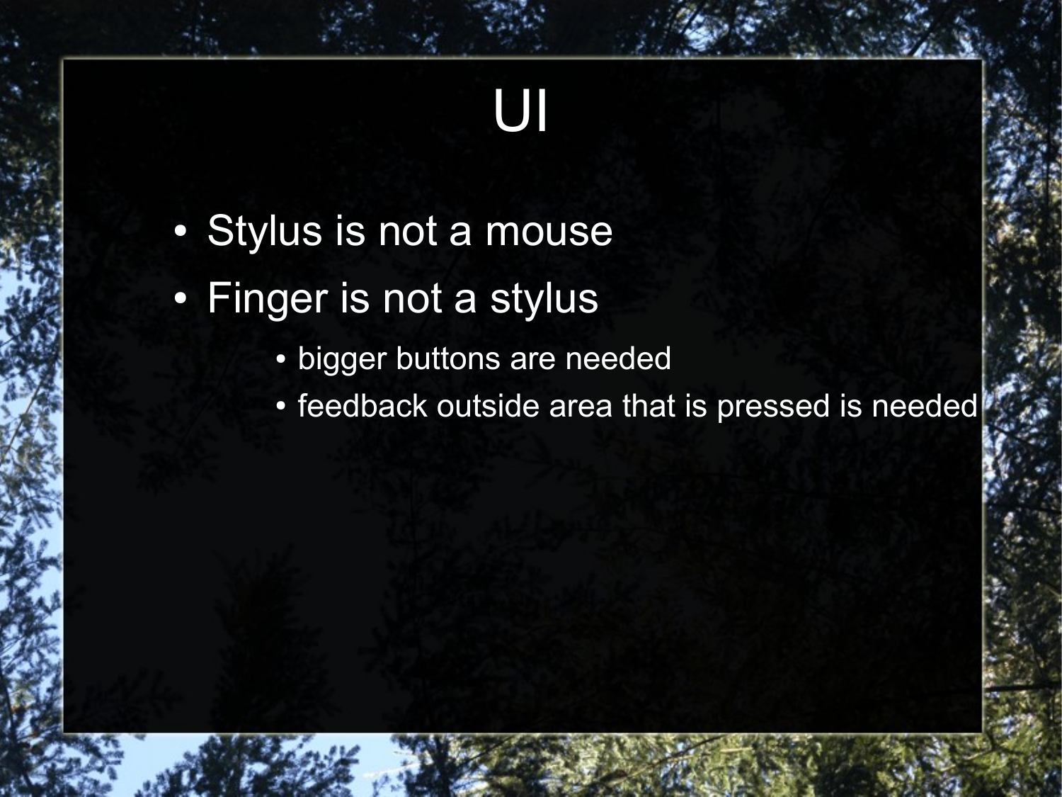# UI

- Stylus is not a mouse
- Finger is not a stylus
  - bigger buttons are needed
  - feedback outside area that is pressed is needed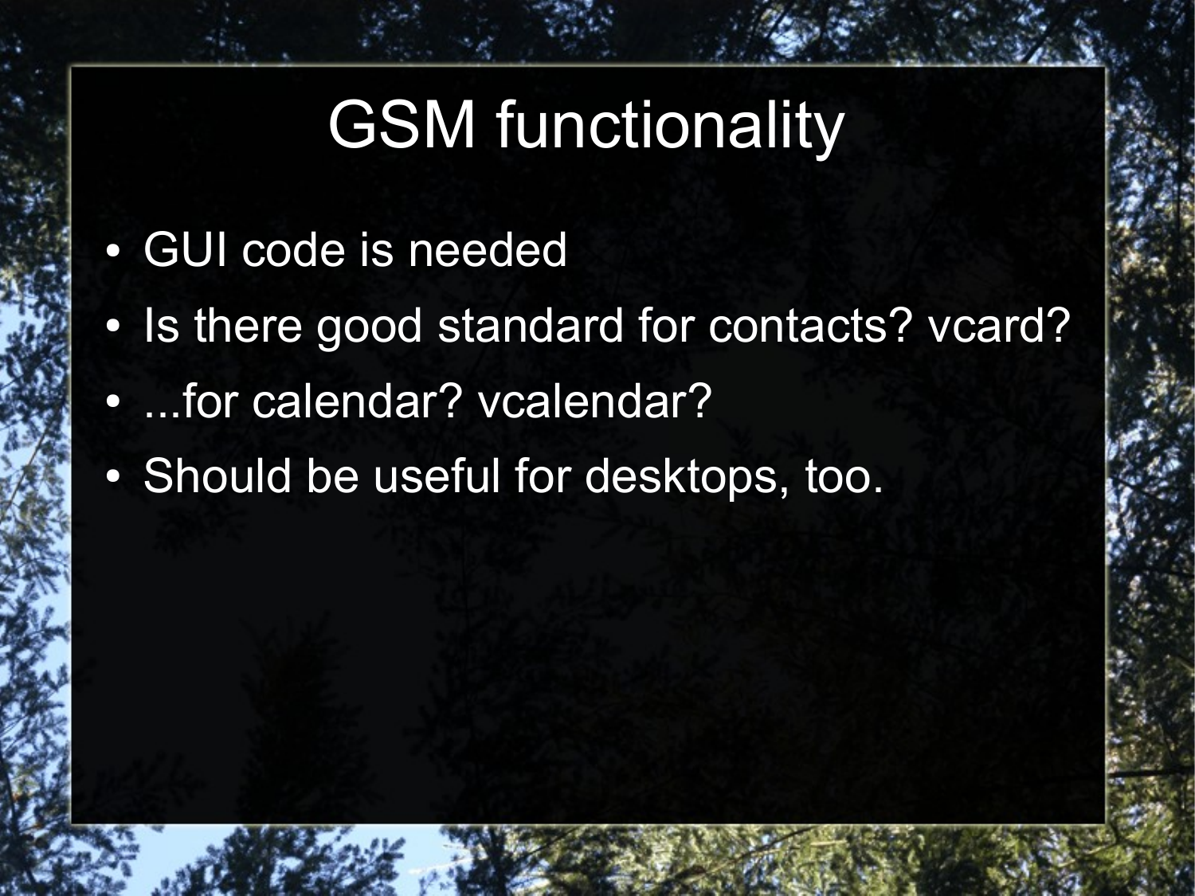# GSM functionality

- GUI code is needed
- Is there good standard for contacts? vcard?
- ...for calendar? vcalendar?
- Should be useful for desktops, too.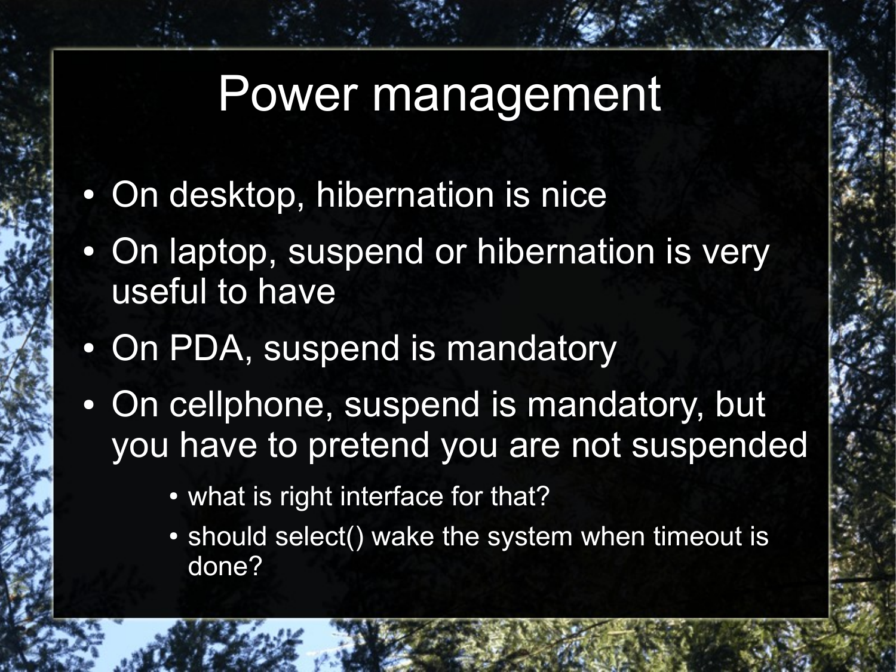# Power management

- On desktop, hibernation is nice
- On laptop, suspend or hibernation is very useful to have
- On PDA, suspend is mandatory
- On cellphone, suspend is mandatory, but you have to pretend you are not suspended
  - what is right interface for that?
  - should select() wake the system when timeout is done?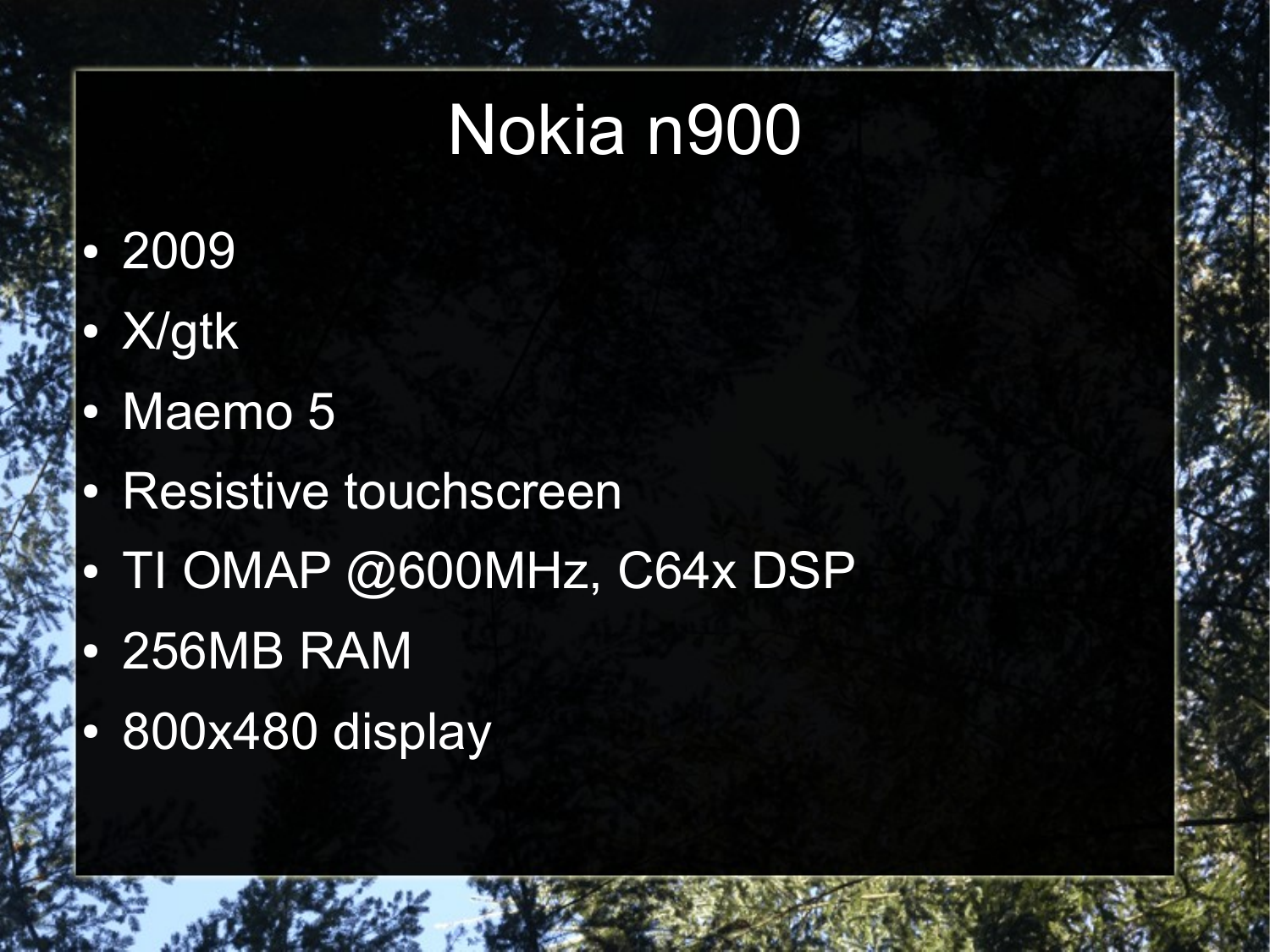# Nokia n900

- 2009
- X/gtk
- Maemo 5
- Resistive touchscreen
- TI OMAP @600MHz, C64x DSP
- 256MB RAM
- 800x480 display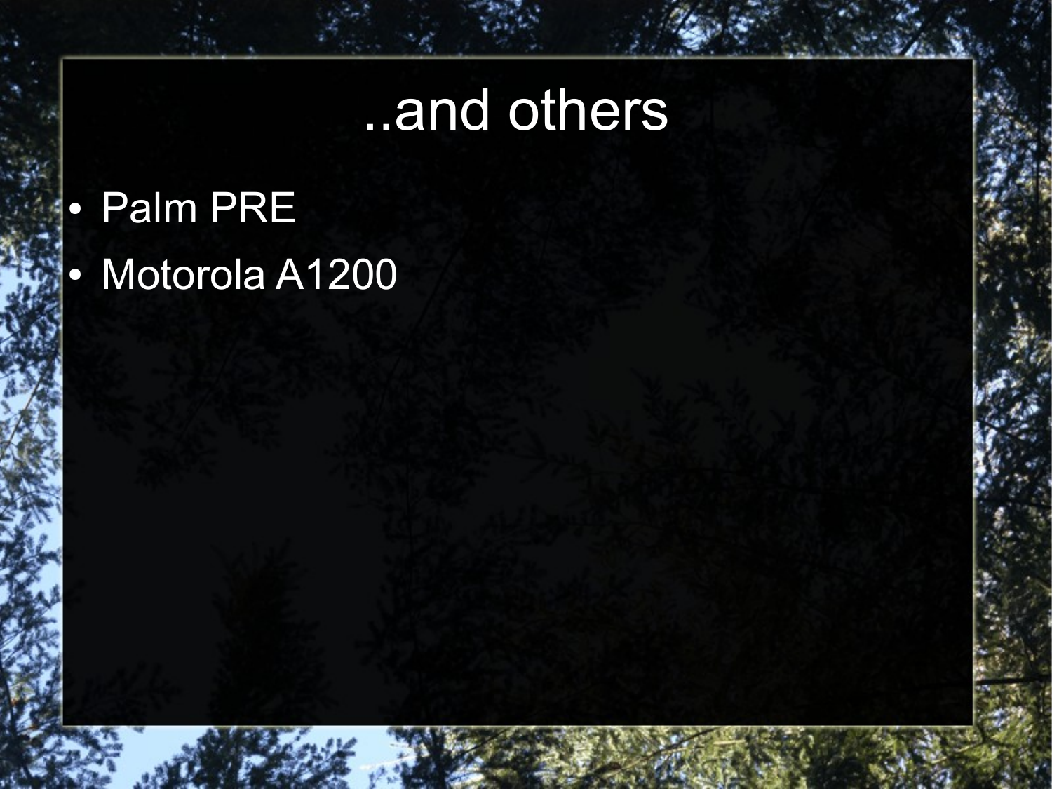# ..and others

- Palm PRE
- Motorola A1200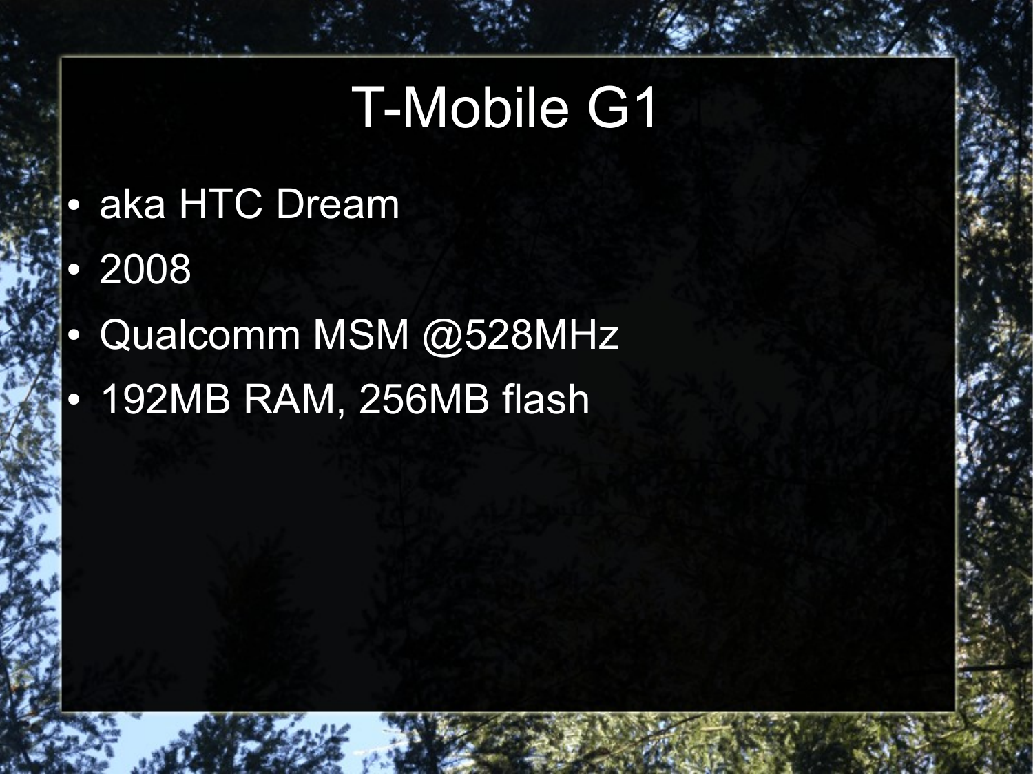# T-Mobile G1

- aka HTC Dream
- 2008
- Qualcomm MSM @528MHz
- 192MB RAM, 256MB flash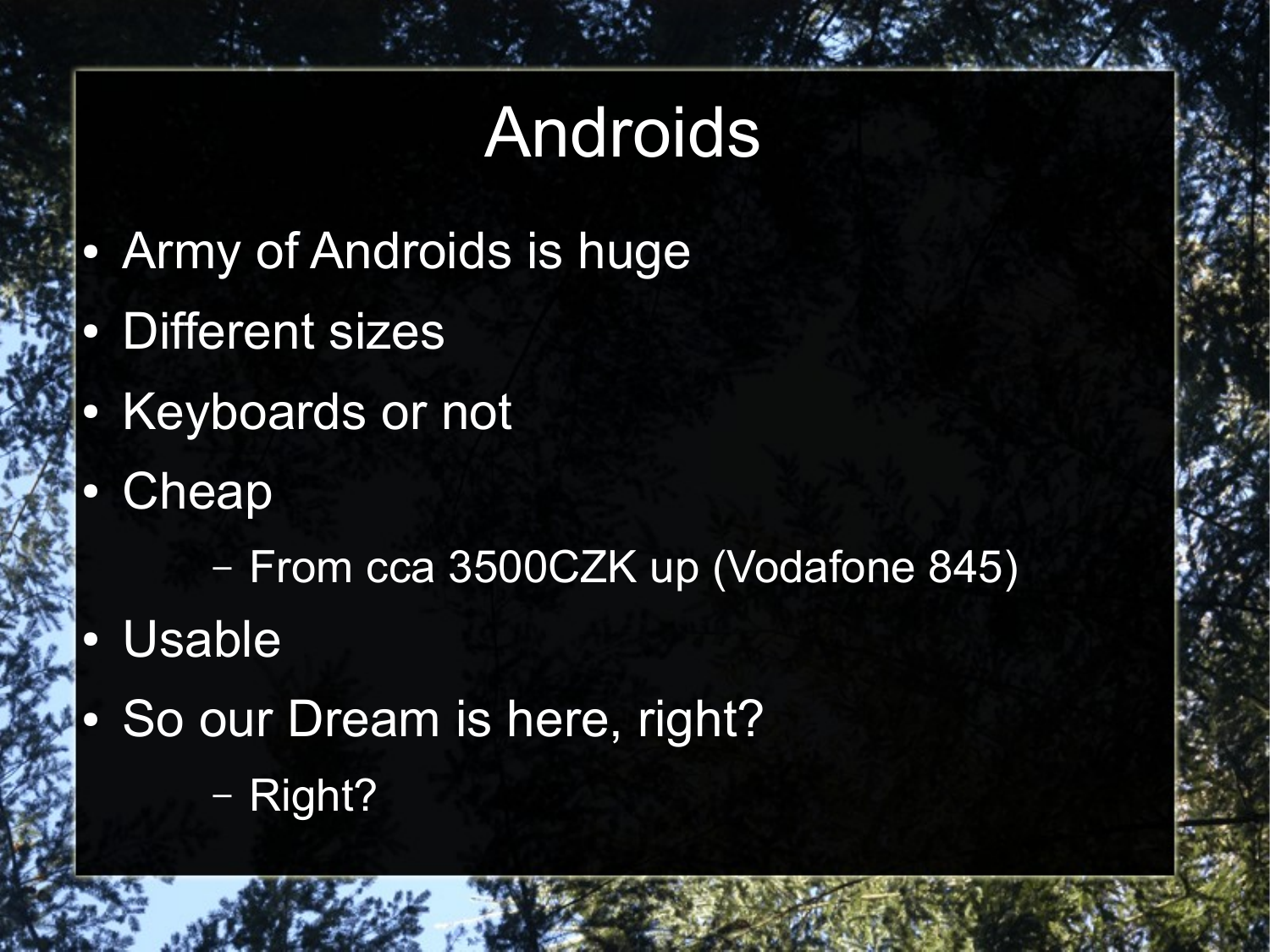# Androids

- Army of Androids is huge
- Different sizes
- Keyboards or not
- Cheap
  - From cca 3500CZK up (Vodafone 845)
- Usable
- So our Dream is here, right?
  - Right?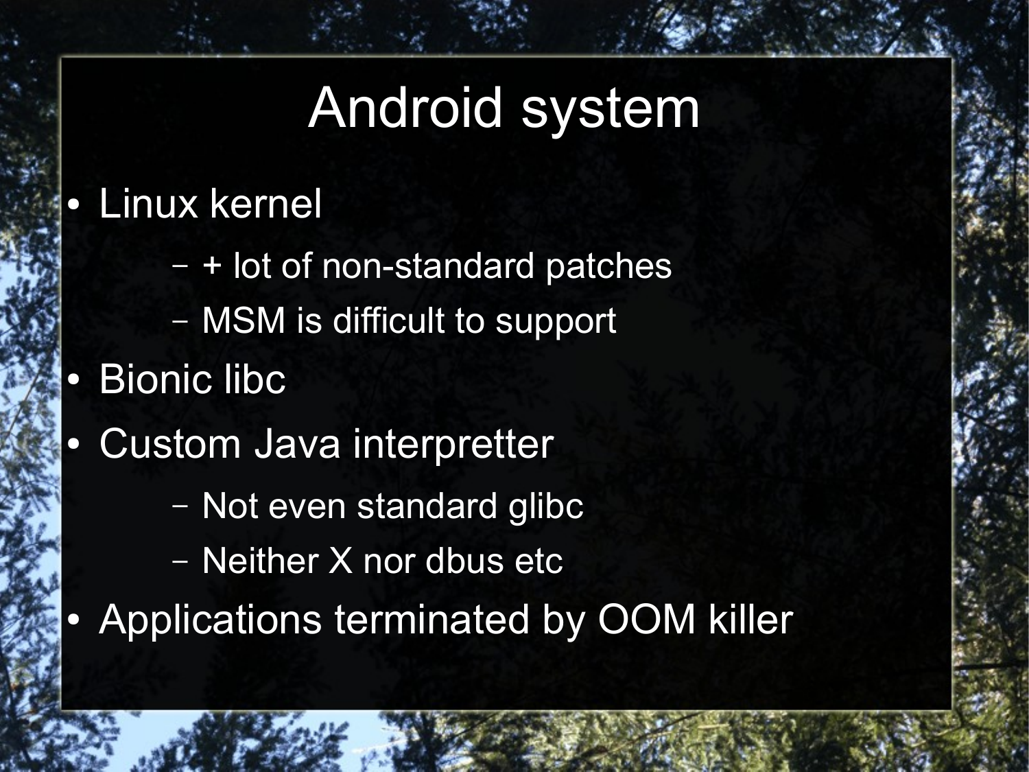# Android system

- Linux kernel
  - + lot of non-standard patches
  - MSM is difficult to support
- Bionic libc
- Custom Java interpretter
  - Not even standard glibc
  - Neither X nor dbus etc
- Applications terminated by OOM killer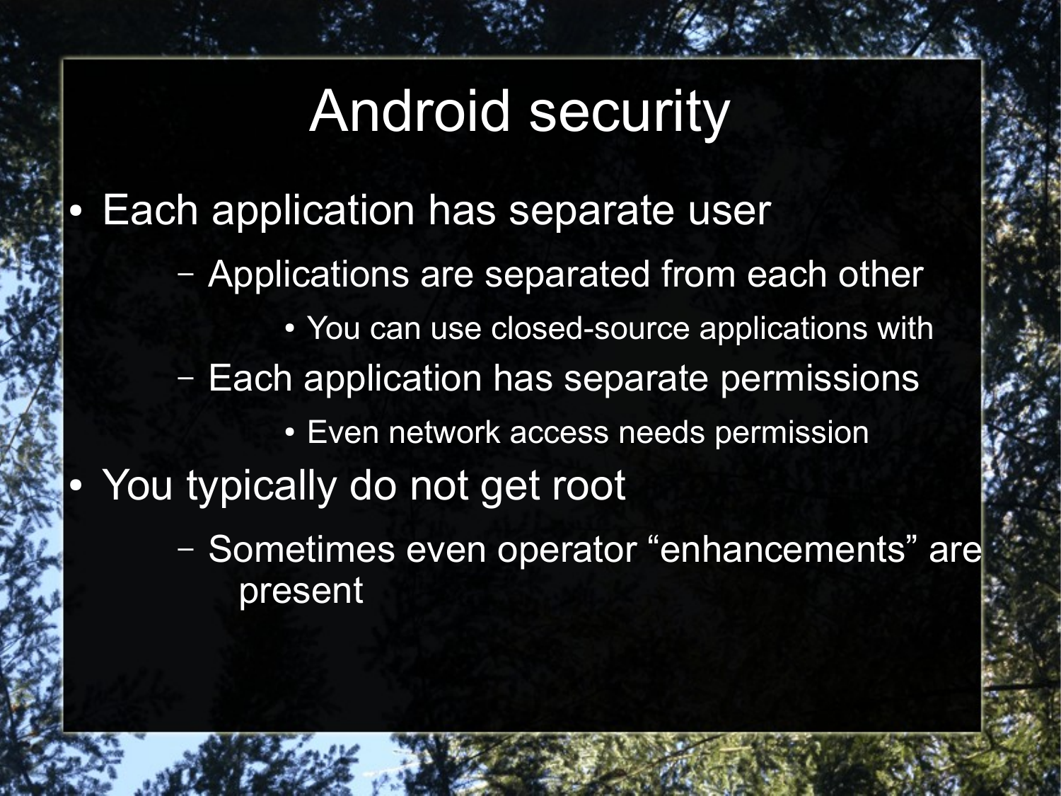# Android security

- Each application has separate user
  - Applications are separated from each other
    - You can use closed-source applications with
  - Each application has separate permissions
    - Even network access needs permission
- You typically do not get root
  - Sometimes even operator “enhancements” are present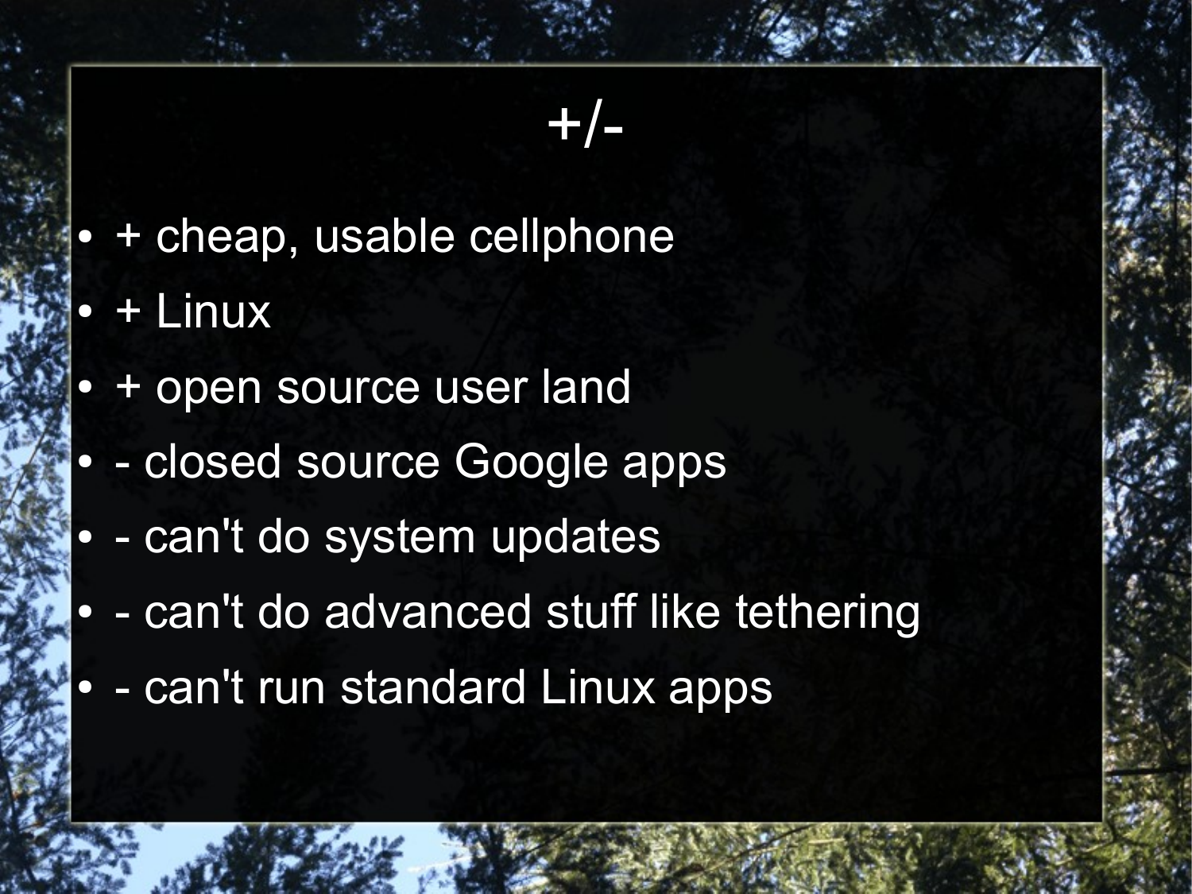# +/-

- + cheap, usable cellphone
- + Linux
- + open source user land
- - closed source Google apps
- - can't do system updates
- - can't do advanced stuff like tethering
- - can't run standard Linux apps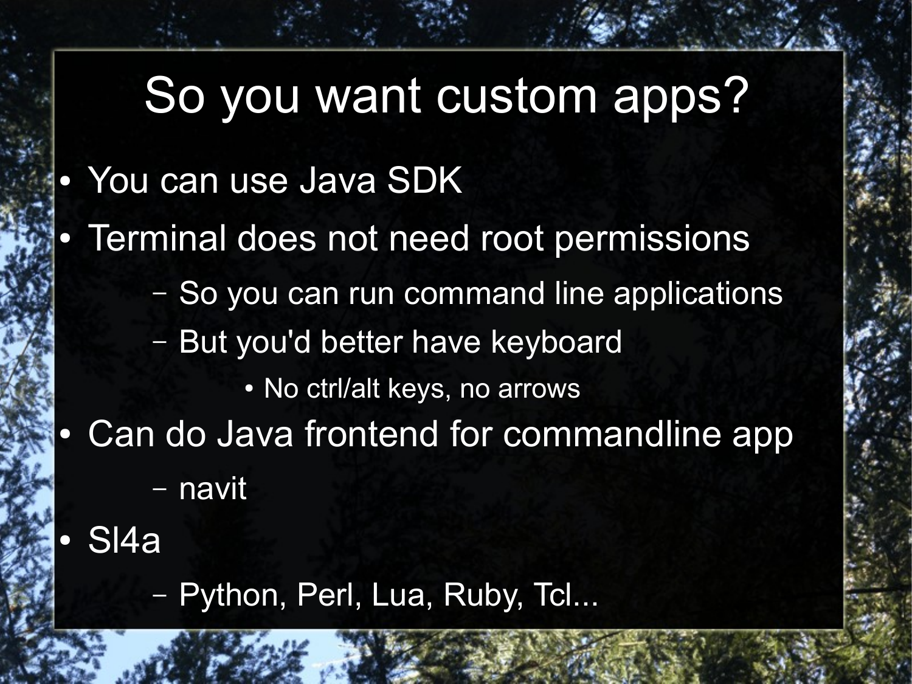# So you want custom apps?

- You can use Java SDK
- Terminal does not need root permissions
  - So you can run command line applications
  - But you'd better have keyboard
    - No ctrl/alt keys, no arrows
- Can do Java frontend for commandline app
  - navit
- Sl4a
  - Python, Perl, Lua, Ruby, Tcl...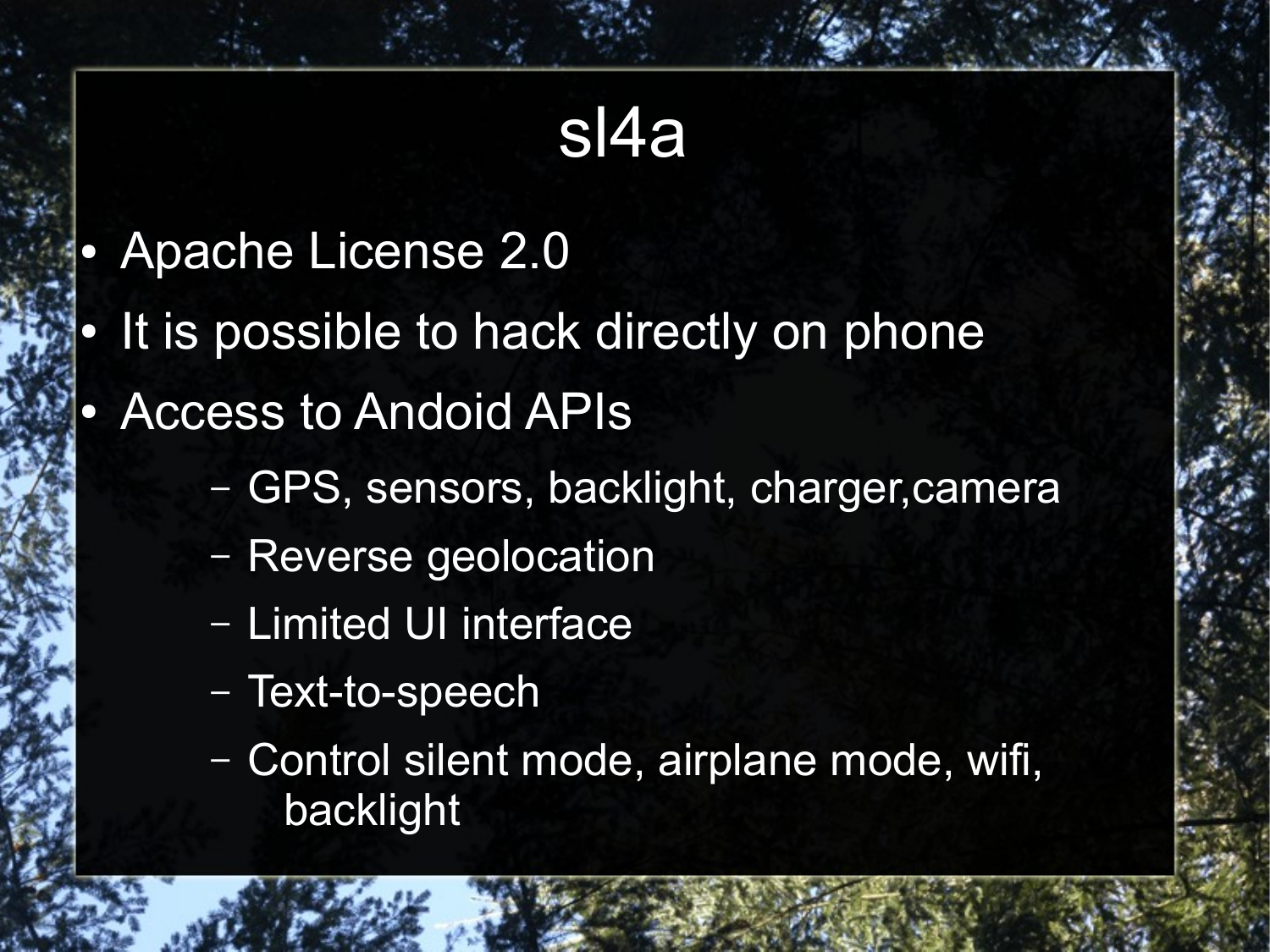# sl4a

- Apache License 2.0
- It is possible to hack directly on phone
- Access to Andoid APIs
  - GPS, sensors, backlight, charger,camera
  - Reverse geolocation
  - Limited UI interface
  - Text-to-speech
  - Control silent mode, airplane mode, wifi, backlight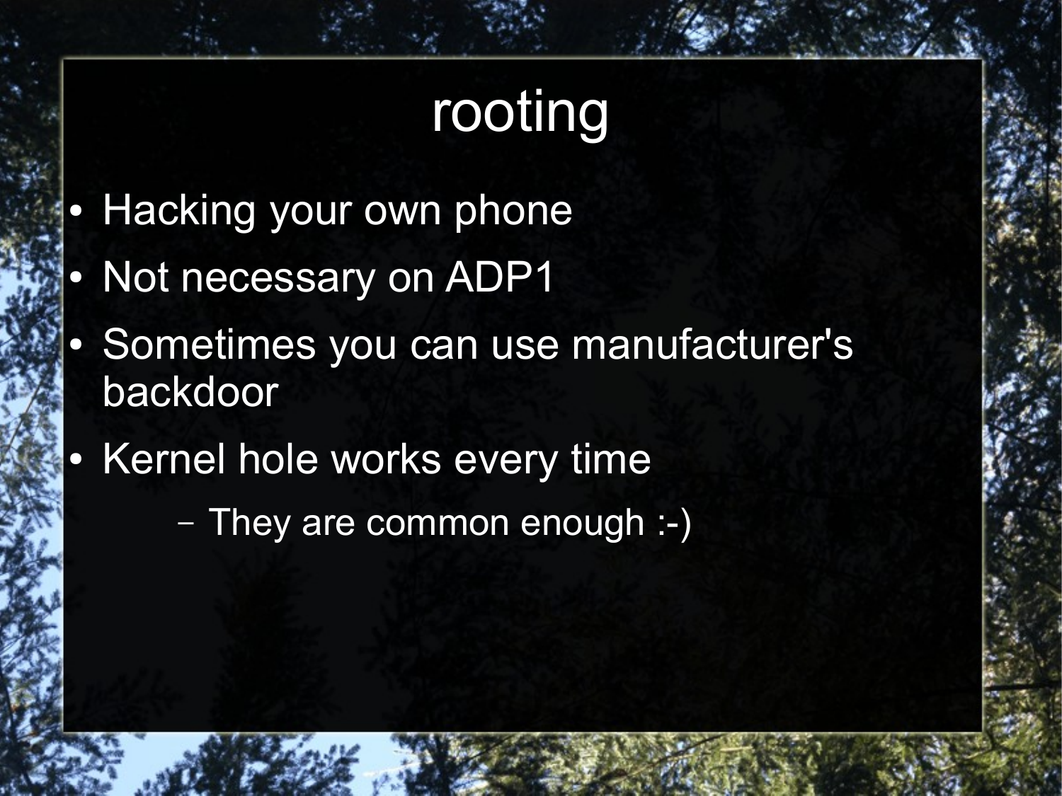# rooting

- Hacking your own phone
- Not necessary on ADP1
- Sometimes you can use manufacturer's backdoor
- Kernel hole works every time
  - They are common enough :-)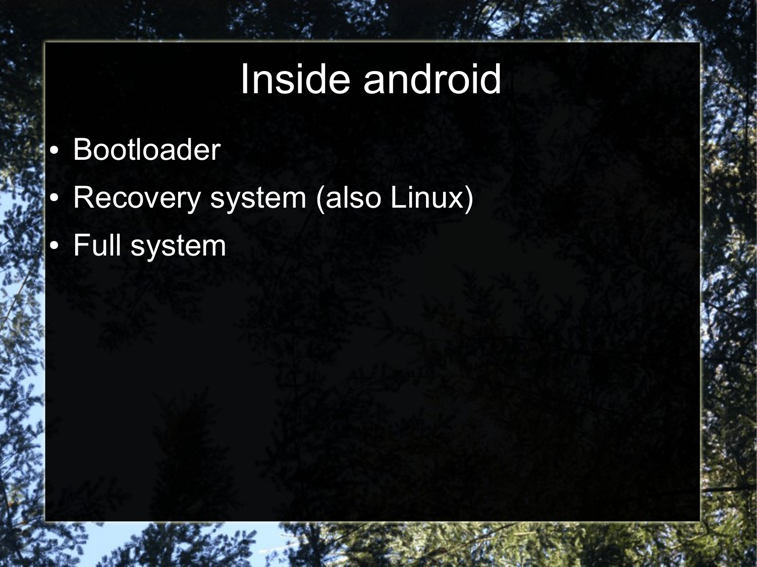# Inside android

- Bootloader
- Recovery system (also Linux)
- Full system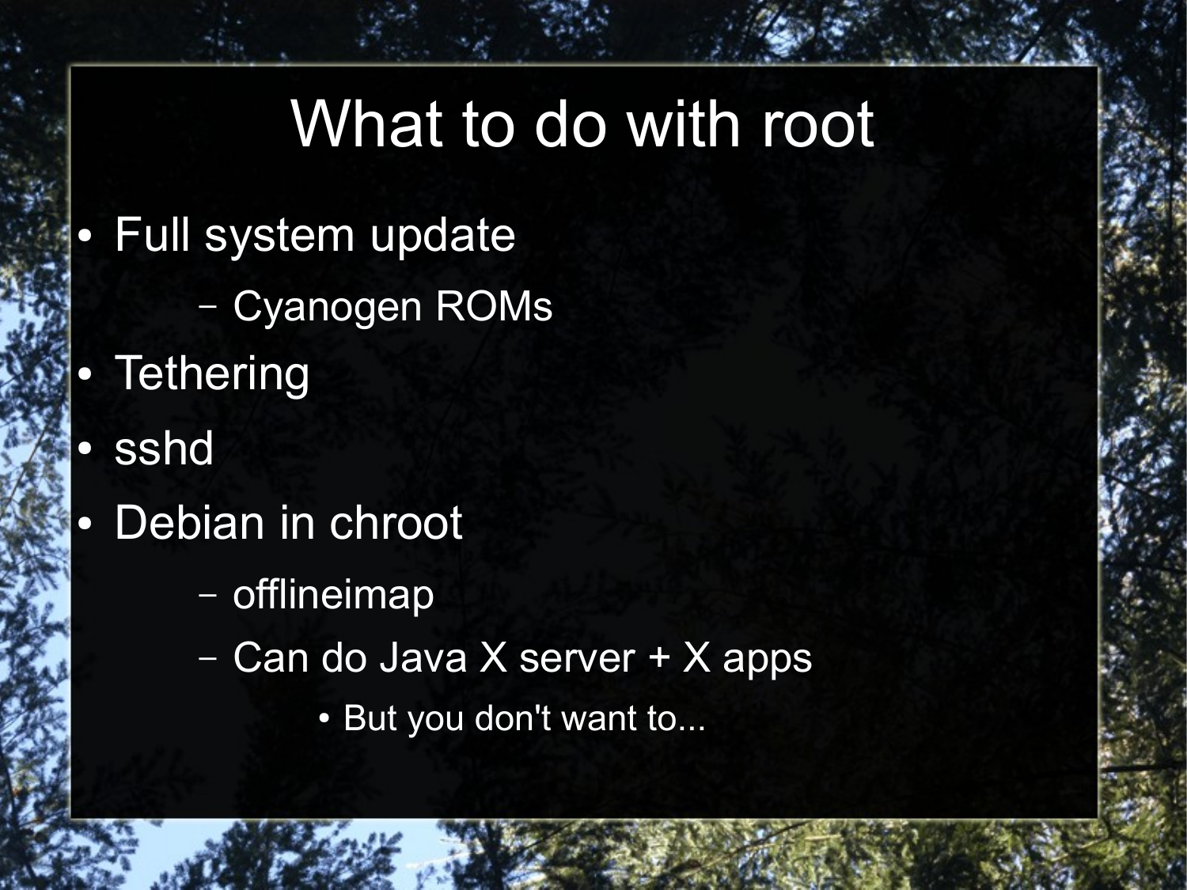# What to do with root

- Full system update
  - Cyanogen ROMs
- Tethering
- sshd
- Debian in chroot
  - offlineimap
  - Can do Java X server + X apps
    - But you don't want to...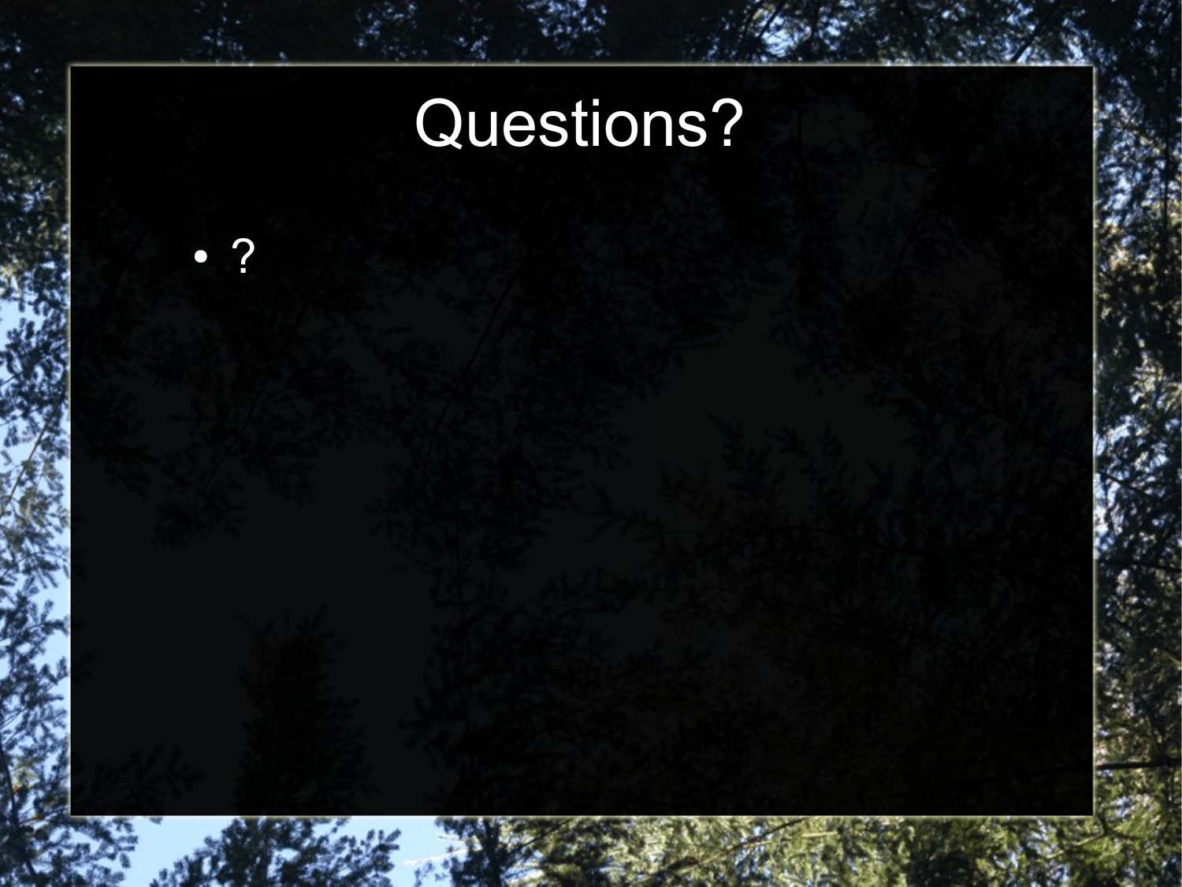# Questions?

- ?